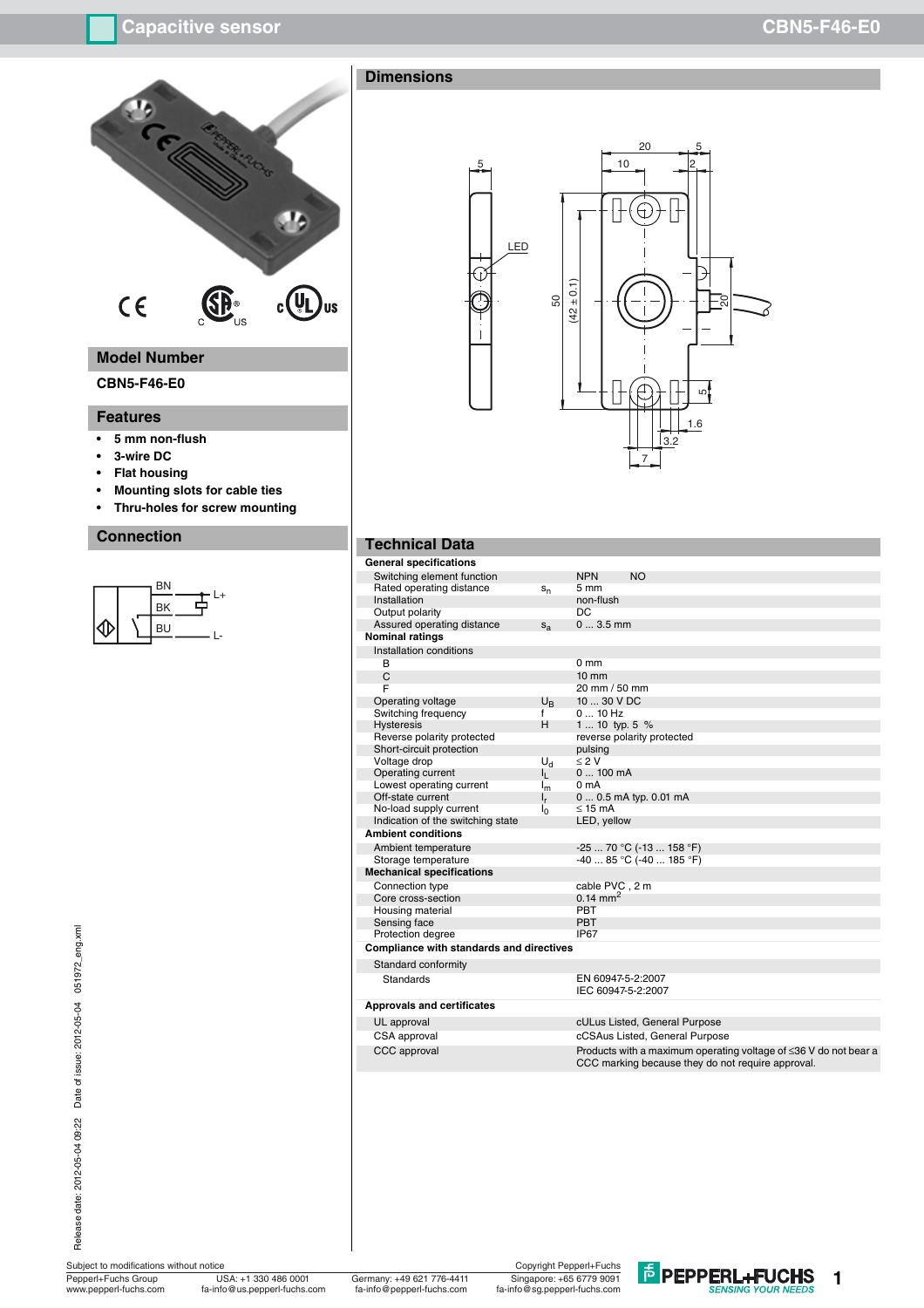# Capacitive sensor

# CBN5-F46-E0

## Model Number

**CBN5-F46-E0**

## Features

- **5 mm non-flush**
- **3-wire DC**
- **Flat housing**
- **Mounting slots for cable ties**
- **Thru-holes for screw mounting**

## Connection

BN
BK
BU
L+
L-

## Dimensions

5
LED
50
(42 ± 0.1)
20
10
5
2
20
5
1.6
3.2
7

## Technical Data

| | | |
|---|---|---|
| **General specifications** | | |
| Switching element function | | NPN NO |
| Rated operating distance | $s_n$ | 5 mm |
| Installation | | non-flush |
| Output polarity | | DC |
| Assured operating distance | $s_a$ | 0 ... 3.5 mm |
| **Nominal ratings** | | |
| Installation conditions | | |
| B | | 0 mm |
| C | | 10 mm |
| F | | 20 mm / 50 mm |
| Operating voltage | $U_B$ | 10 ... 30 V DC |
| Switching frequency | f | 0 ... 10 Hz |
| Hysteresis | H | 1 ... 10 typ. 5 % |
| Reverse polarity protected | | reverse polarity protected |
| Short-circuit protection | | pulsing |
| Voltage drop | $U_d$ | ≤ 2 V |
| Operating current | $I_L$ | 0 ... 100 mA |
| Lowest operating current | $I_m$ | 0 mA |
| Off-state current | $I_r$ | 0 ... 0.5 mA typ. 0.01 mA |
| No-load supply current | $I_0$ | ≤ 15 mA |
| Indication of the switching state | | LED, yellow |
| **Ambient conditions** | | |
| Ambient temperature | | -25 ... 70 °C (-13 ... 158 °F) |
| Storage temperature | | -40 ... 85 °C (-40 ... 185 °F) |
| **Mechanical specifications** | | |
| Connection type | | cable PVC , 2 m |
| Core cross-section | | 0.14 $mm^2$ |
| Housing material | | PBT |
| Sensing face | | PBT |
| Protection degree | | IP67 |
| **Compliance with standards and directives** | | |
| Standard conformity | | |
| Standards | | EN 60947-5-2:2007<br>IEC 60947-5-2:2007 |
| **Approvals and certificates** | | |
| UL approval | | cULus Listed, General Purpose |
| CSA approval | | cCSAus Listed, General Purpose |
| CCC approval | | Products with a maximum operating voltage of ≤36 V do not bear a CCC marking because they do not require approval. |

Release date: 2012-05-04 09:22 Date of issue: 2012-05-04 051972_eng.xml

Subject to modifications without notice

Pepperl+Fuchs Group
www.pepperl-fuchs.com

USA: +1 330 486 0001
fa-info@us.pepperl-fuchs.com

Germany: +49 621 776-4411
fa-info@pepperl-fuchs.com

Copyright Pepperl+Fuchs
Singapore: +65 6779 9091
fa-info@sg.pepperl-fuchs.com

PEPPERL+FUCHS
SENSING YOUR NEEDS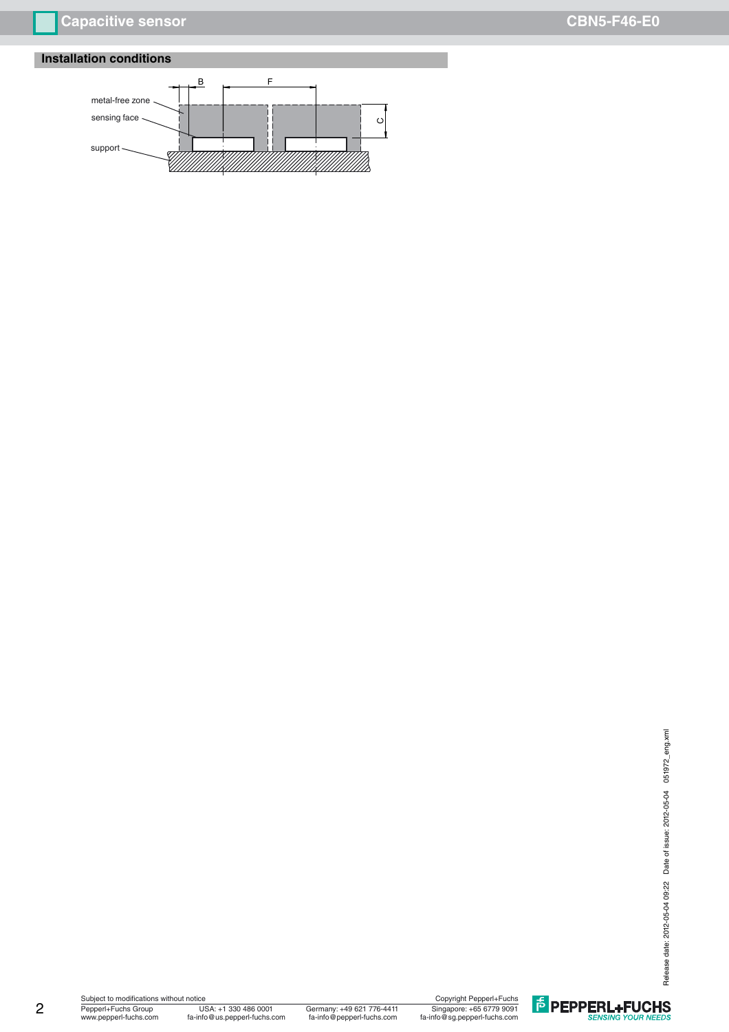## Installation conditions

metal-free zone

sensing face

support

B

F

C

Subject to modifications without notice

Pepperl+Fuchs Group
www.pepperl-fuchs.com

USA: +1 330 486 0001
fa-info@us.pepperl-fuchs.com

Germany: +49 621 776-4411
fa-info@pepperl-fuchs.com

Copyright Pepperl+Fuchs
Singapore: +65 6779 9091
fa-info@sg.pepperl-fuchs.com

Release date: 2012-05-04 09:22 Date of issue: 2012-05-04 051972_eng.xml